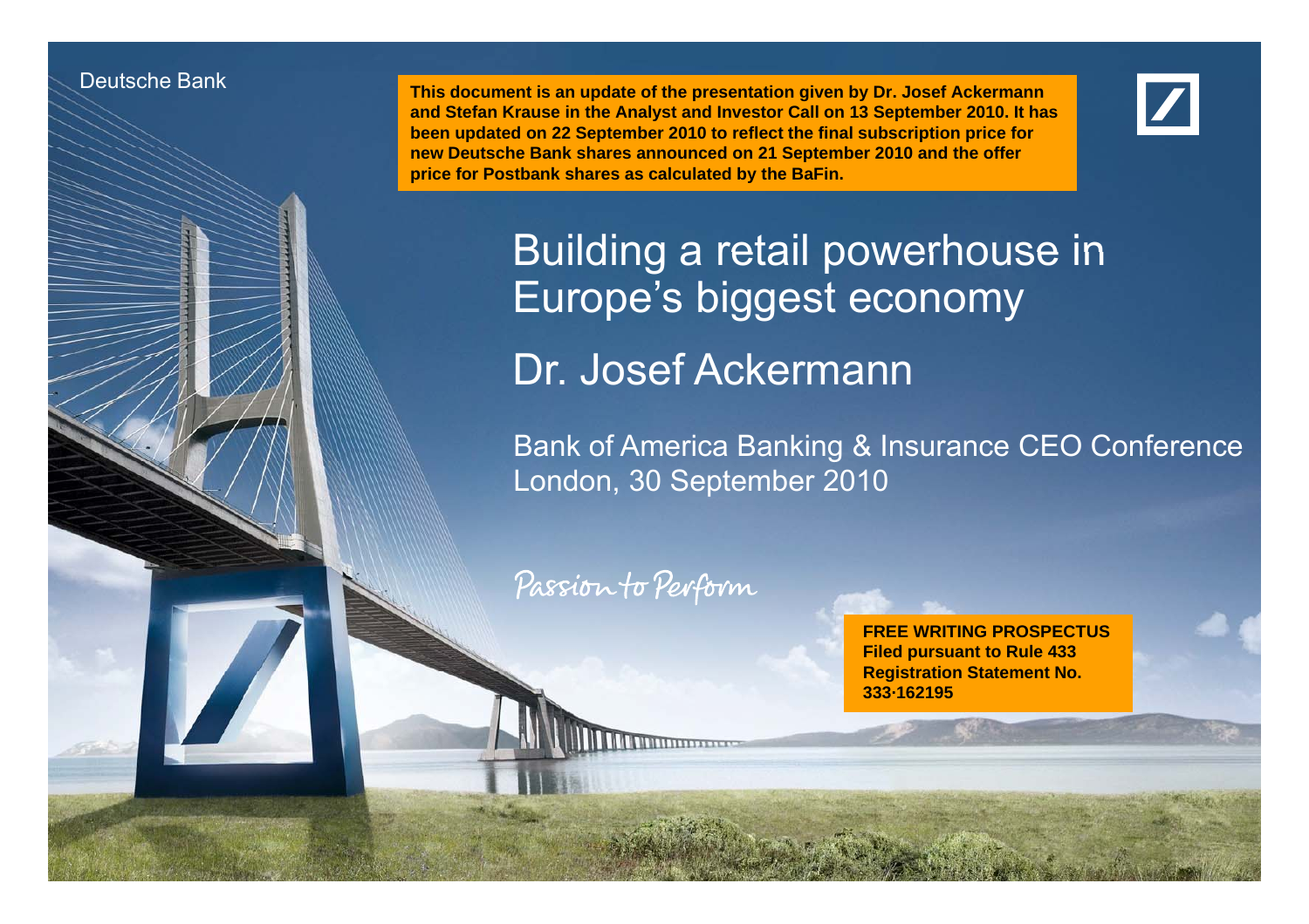Deutsche Bank

**This document is an update of the presentation given by Dr. Josef Ackermann and Stefan Krause in the Analyst and Investor Call on 13 September 2010. It has been updated on 22 September 2010 to reflect the final subscription price for new Deutsche Bank shares announced on 21 September 2010 and the offer price for Postbank shares as calculated by the BaFin.**

# Building a retail powerhouse in Europe's biggest economy

## Dr. Josef Ackermann

Bank of America Banking & Insurance CEO Conference
London, 30 September 2010

Passion to Perform

**FREE WRITING PROSPECTUS**
**Filed pursuant to Rule 433**
**Registration Statement No. 333-162195**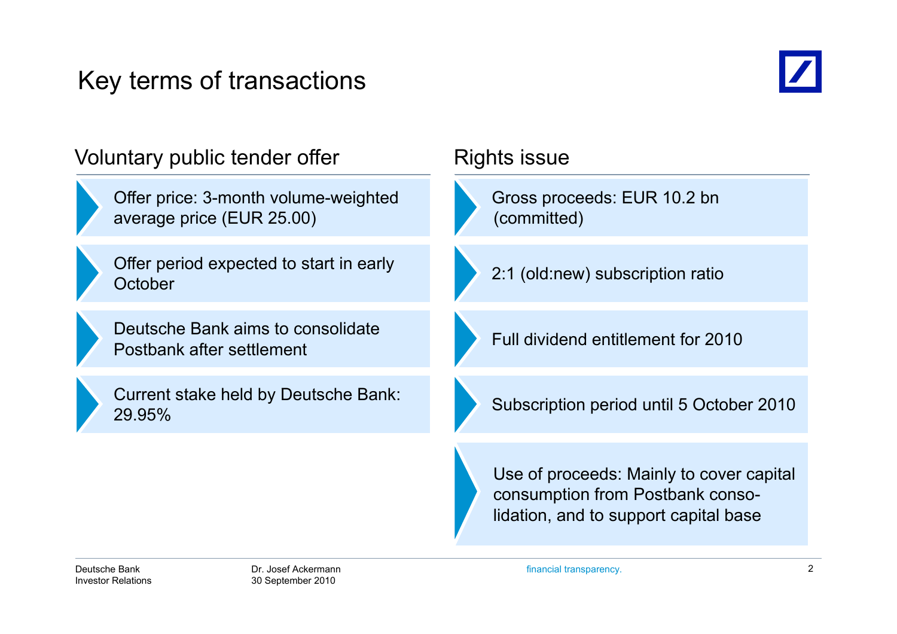# Key terms of transactions

## Voluntary public tender offer

- Offer price: 3-month volume-weighted average price (EUR 25.00)
- Offer period expected to start in early October
- Deutsche Bank aims to consolidate Postbank after settlement
- Current stake held by Deutsche Bank: 29.95%

## Rights issue

- Gross proceeds: EUR 10.2 bn (committed)
- 2:1 (old:new) subscription ratio
- Full dividend entitlement for 2010
- Subscription period until 5 October 2010
- Use of proceeds: Mainly to cover capital consumption from Postbank consolidation, and to support capital base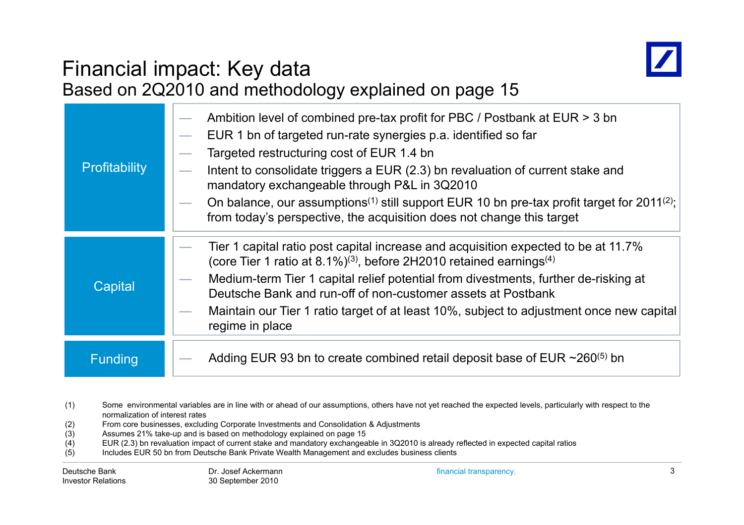# Financial impact: Key data

## Based on 2Q2010 and methodology explained on page 15

| | |
|---|---|
| **Profitability** | — Ambition level of combined pre-tax profit for PBC / Postbank at EUR > 3 bn<br>— EUR 1 bn of targeted run-rate synergies p.a. identified so far<br>— Targeted restructuring cost of EUR 1.4 bn<br>— Intent to consolidate triggers a EUR (2.3) bn revaluation of current stake and mandatory exchangeable through P&L in 3Q2010<br>— On balance, our assumptions[1] still support EUR 10 bn pre-tax profit target for 2011[2]; from today's perspective, the acquisition does not change this target |
| **Capital** | — Tier 1 capital ratio post capital increase and acquisition expected to be at 11.7% (core Tier 1 ratio at 8.1%)[3], before 2H2010 retained earnings[4]<br>— Medium-term Tier 1 capital relief potential from divestments, further de-risking at Deutsche Bank and run-off of non-customer assets at Postbank<br>— Maintain our Tier 1 ratio target of at least 10%, subject to adjustment once new capital regime in place |
| **Funding** | — Adding EUR 93 bn to create combined retail deposit base of EUR ~260[5] bn |

(1) Some environmental variables are in line with or ahead of our assumptions, others have not yet reached the expected levels, particularly with respect to the normalization of interest rates

(2) From core businesses, excluding Corporate Investments and Consolidation & Adjustments

(3) Assumes 21% take-up and is based on methodology explained on page 15

(4) EUR (2.3) bn revaluation impact of current stake and mandatory exchangeable in 3Q2010 is already reflected in expected capital ratios

(5) Includes EUR 50 bn from Deutsche Bank Private Wealth Management and excludes business clients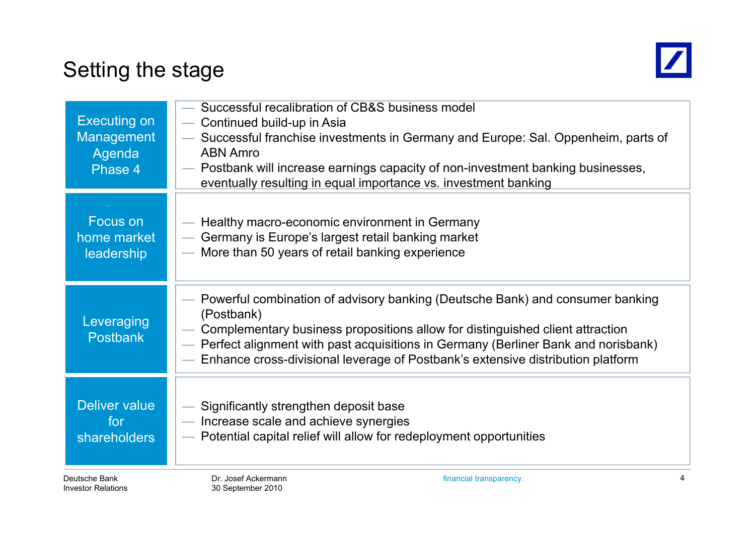# Setting the stage

## Executing on Management Agenda Phase 4

- Successful recalibration of CB&S business model
- Continued build-up in Asia
- Successful franchise investments in Germany and Europe: Sal. Oppenheim, parts of ABN Amro
- Postbank will increase earnings capacity of non-investment banking businesses, eventually resulting in equal importance vs. investment banking

## Focus on home market leadership

- Healthy macro-economic environment in Germany
- Germany is Europe's largest retail banking market
- More than 50 years of retail banking experience

## Leveraging Postbank

- Powerful combination of advisory banking (Deutsche Bank) and consumer banking (Postbank)
- Complementary business propositions allow for distinguished client attraction
- Perfect alignment with past acquisitions in Germany (Berliner Bank and norisbank)
- Enhance cross-divisional leverage of Postbank's extensive distribution platform

## Deliver value for shareholders

- Significantly strengthen deposit base
- Increase scale and achieve synergies
- Potential capital relief will allow for redeployment opportunities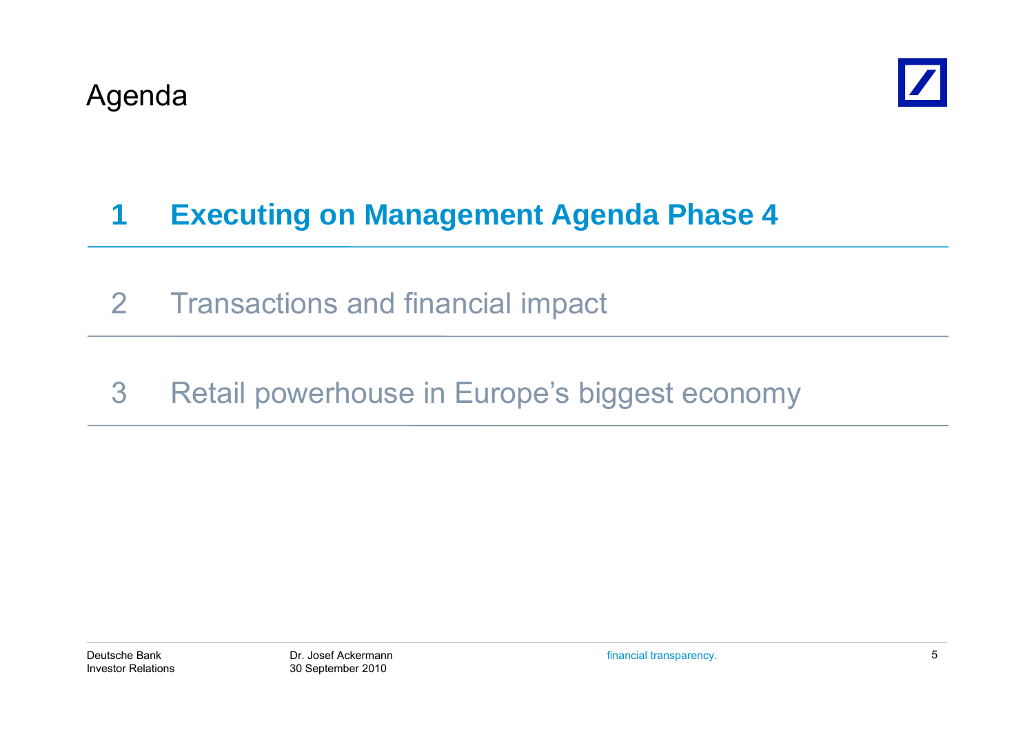# Agenda

1. **Executing on Management Agenda Phase 4**
2. Transactions and financial impact
3. Retail powerhouse in Europe's biggest economy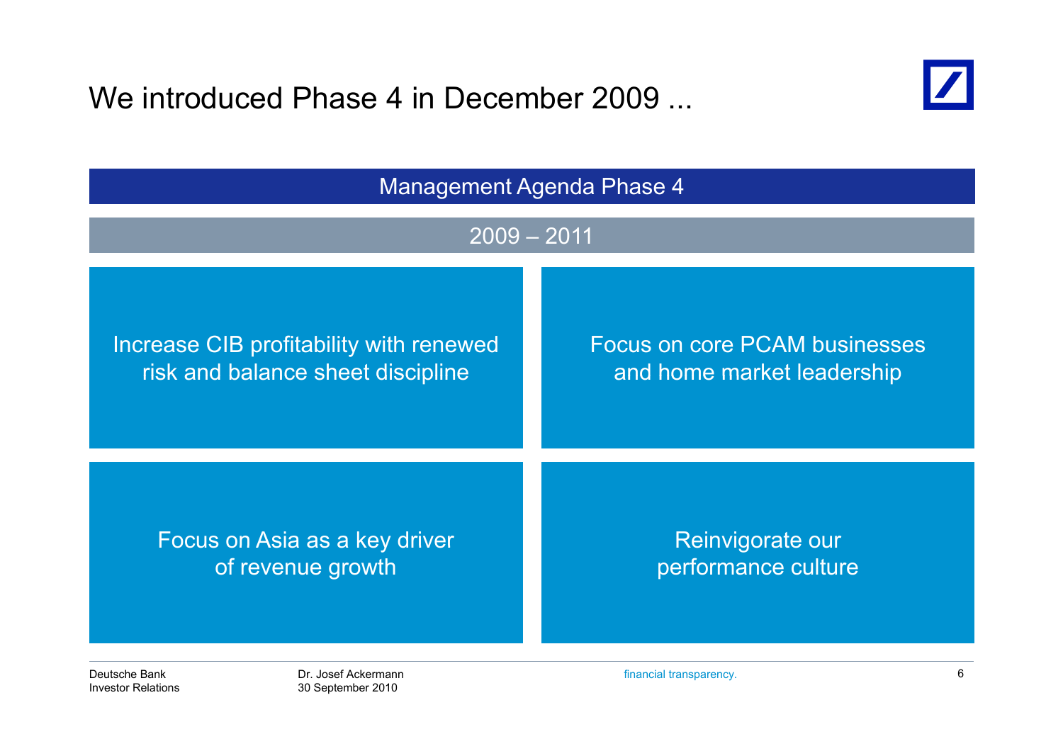# We introduced Phase 4 in December 2009 ...

## Management Agenda Phase 4

### 2009 – 2011

- Increase CIB profitability with renewed risk and balance sheet discipline
- Focus on core PCAM businesses and home market leadership
- Focus on Asia as a key driver of revenue growth
- Reinvigorate our performance culture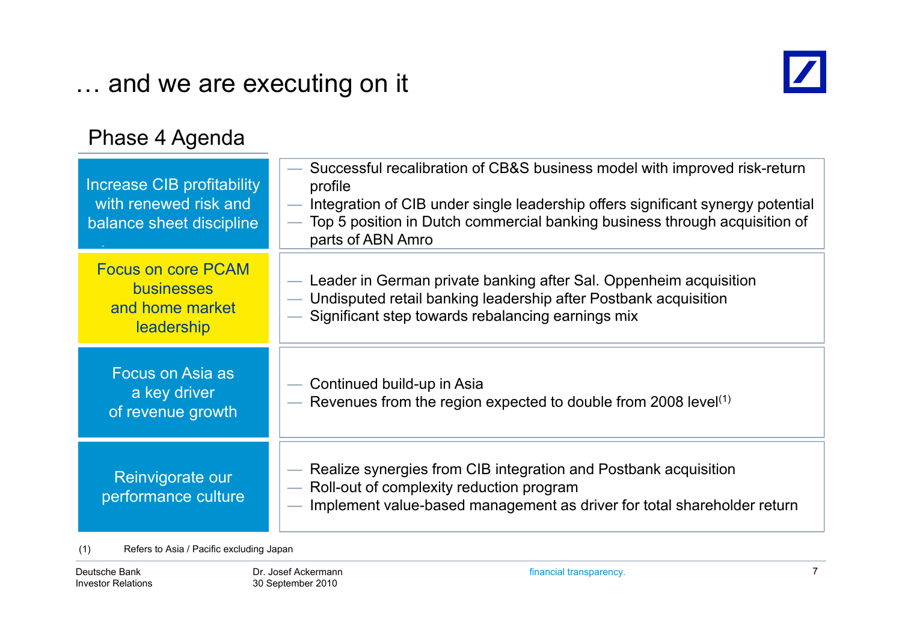# … and we are executing on it

## Phase 4 Agenda

| Phase 4 Agenda | |
|---|---|
| Increase CIB profitability with renewed risk and balance sheet discipline | — Successful recalibration of CB&S business model with improved risk-return profile<br>— Integration of CIB under single leadership offers significant synergy potential<br>— Top 5 position in Dutch commercial banking business through acquisition of parts of ABN Amro |
| Focus on core PCAM businesses and home market leadership | — Leader in German private banking after Sal. Oppenheim acquisition<br>— Undisputed retail banking leadership after Postbank acquisition<br>— Significant step towards rebalancing earnings mix |
| Focus on Asia as a key driver of revenue growth | — Continued build-up in Asia<br>— Revenues from the region expected to double from 2008 level(1) |
| Reinvigorate our performance culture | — Realize synergies from CIB integration and Postbank acquisition<br>— Roll-out of complexity reduction program<br>— Implement value-based management as driver for total shareholder return |

(1) Refers to Asia / Pacific excluding Japan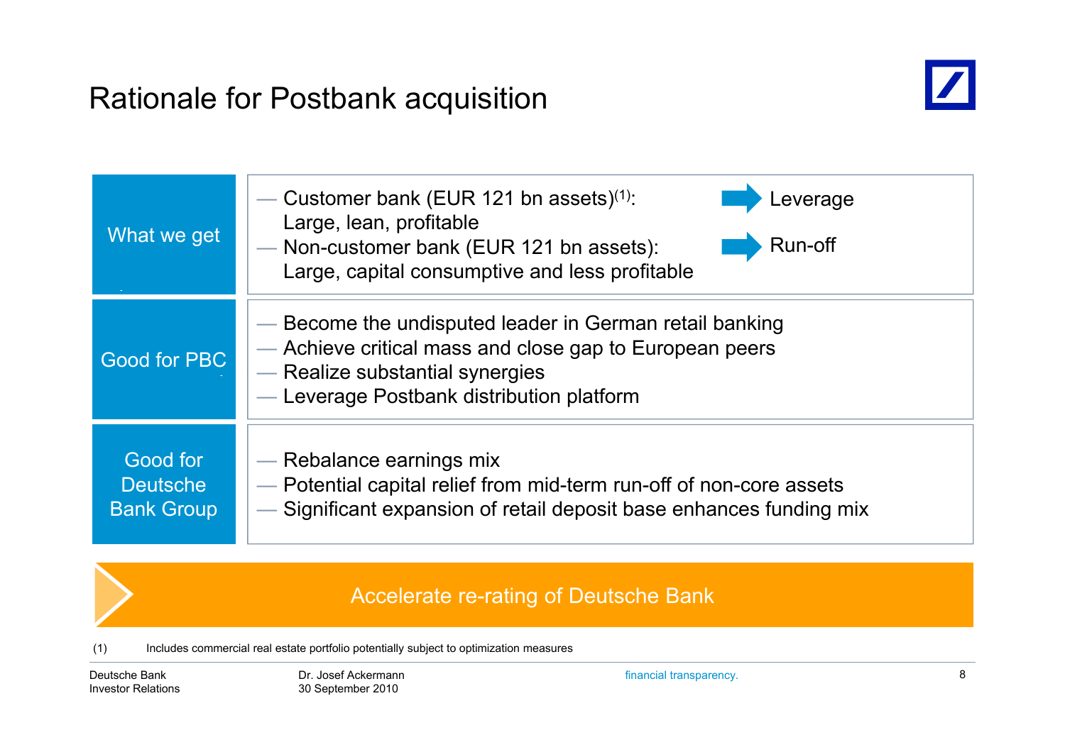# Rationale for Postbank acquisition

| | |
|---|---|
| What we get | — Customer bank (EUR 121 bn assets)[1]: Large, lean, profitable → Leverage<br>— Non-customer bank (EUR 121 bn assets): Large, capital consumptive and less profitable → Run-off |
| Good for PBC | — Become the undisputed leader in German retail banking<br>— Achieve critical mass and close gap to European peers<br>— Realize substantial synergies<br>— Leverage Postbank distribution platform |
| Good for Deutsche Bank Group | — Rebalance earnings mix<br>— Potential capital relief from mid-term run-off of non-core assets<br>— Significant expansion of retail deposit base enhances funding mix |

**Accelerate re-rating of Deutsche Bank**

(1) Includes commercial real estate portfolio potentially subject to optimization measures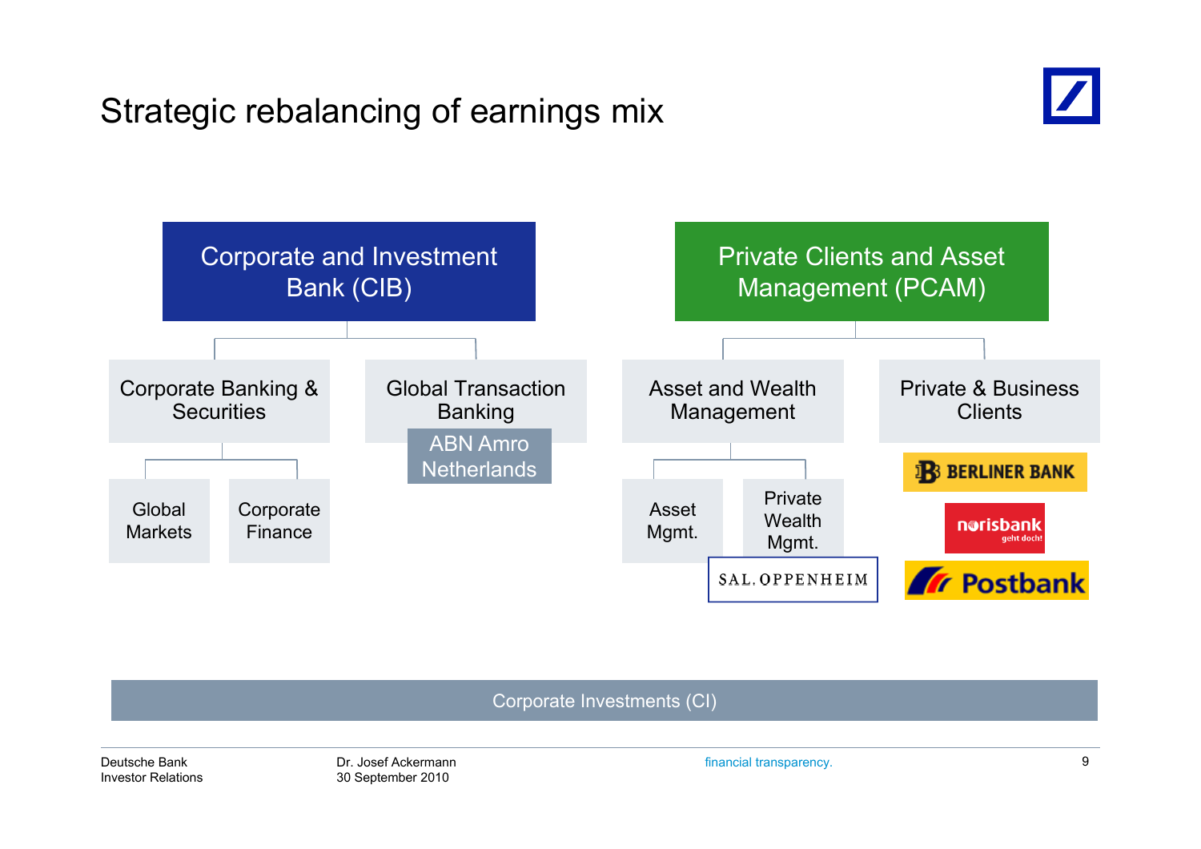# Strategic rebalancing of earnings mix

- **Corporate and Investment Bank (CIB)**
  - Corporate Banking & Securities
    - Global Markets
    - Corporate Finance
  - Global Transaction Banking
    - ABN Amro Netherlands
- **Private Clients and Asset Management (PCAM)**
  - Asset and Wealth Management
    - Asset Mgmt.
    - Private Wealth Mgmt.
      - SAL. OPPENHEIM
  - Private & Business Clients
    - BERLINER BANK
    - norisbank geht doch!
    - Postbank

Corporate Investments (CI)

Deutsche Bank
Investor Relations

Dr. Josef Ackermann
30 September 2010

financial transparency.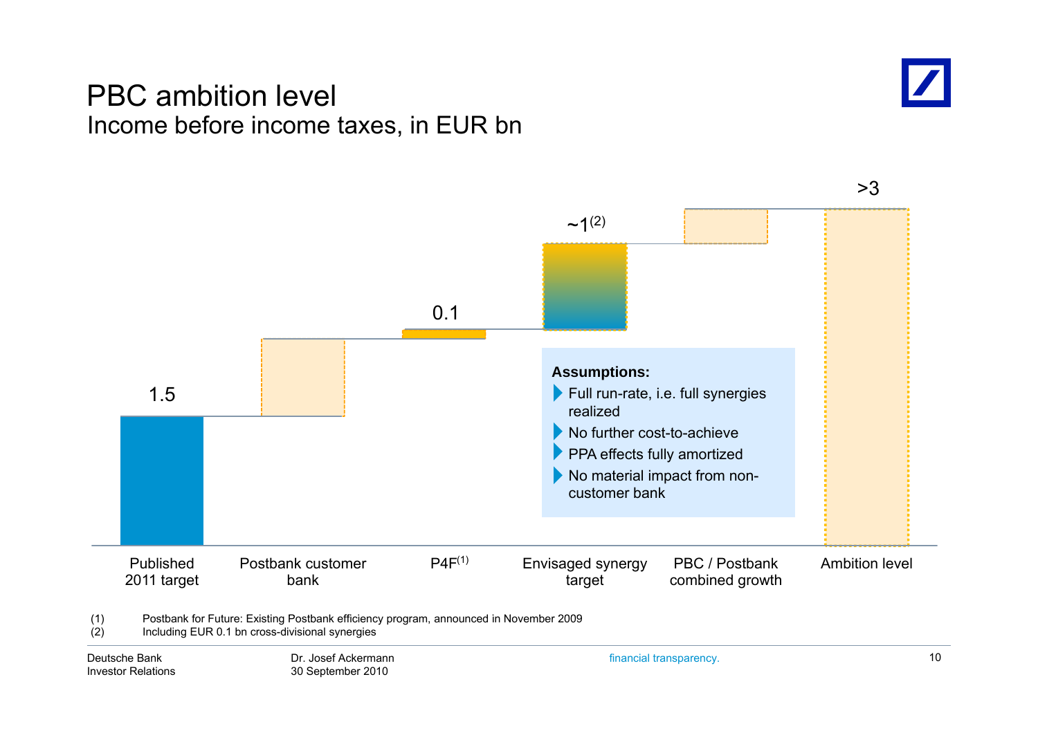# PBC ambition level

## Income before income taxes, in EUR bn

| Published 2011 target | Postbank customer bank | P4F[1] | Envisaged synergy target | PBC / Postbank combined growth | Ambition level |
|---|---|---|---|---|---|
| 1.5 | | 0.1 | ~1[2] | | >3 |

**Assumptions:**

- Full run-rate, i.e. full synergies realized
- No further cost-to-achieve
- PPA effects fully amortized
- No material impact from non-customer bank

(1) Postbank for Future: Existing Postbank efficiency program, announced in November 2009
(2) Including EUR 0.1 bn cross-divisional synergies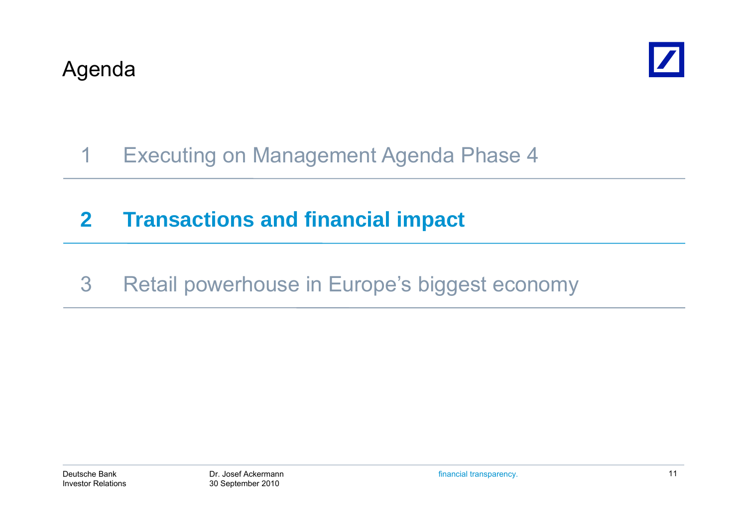# Agenda

1 Executing on Management Agenda Phase 4

**2 Transactions and financial impact**

3 Retail powerhouse in Europe's biggest economy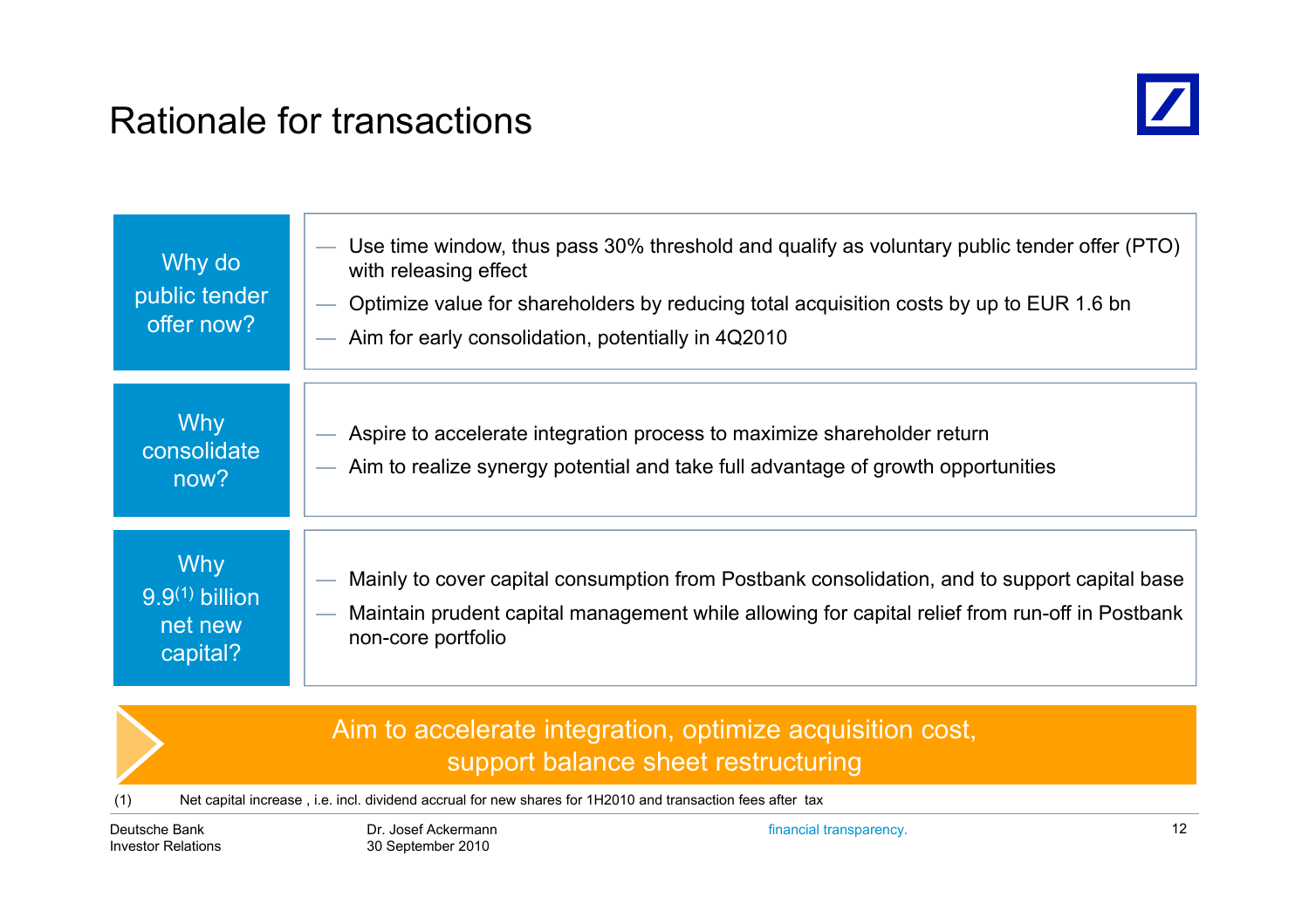# Rationale for transactions

**Why do public tender offer now?**

- Use time window, thus pass 30% threshold and qualify as voluntary public tender offer (PTO) with releasing effect
- Optimize value for shareholders by reducing total acquisition costs by up to EUR 1.6 bn
- Aim for early consolidation, potentially in 4Q2010

**Why consolidate now?**

- Aspire to accelerate integration process to maximize shareholder return
- Aim to realize synergy potential and take full advantage of growth opportunities

**Why 9.9[1] billion net new capital?**

- Mainly to cover capital consumption from Postbank consolidation, and to support capital base
- Maintain prudent capital management while allowing for capital relief from run-off in Postbank non-core portfolio

**Aim to accelerate integration, optimize acquisition cost, support balance sheet restructuring**

(1) Net capital increase , i.e. incl. dividend accrual for new shares for 1H2010 and transaction fees after tax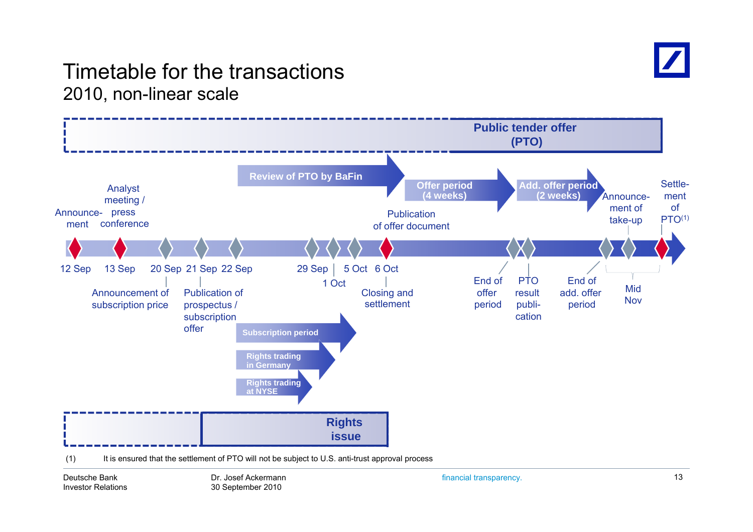# Timetable for the transactions

## 2010, non-linear scale

**Public tender offer (PTO)**

- Review of PTO by BaFin
- Offer period (4 weeks)
- Add. offer period (2 weeks)

Timeline:

- 12 Sep – Announcement
- 13 Sep – Analyst meeting / press conference
- 20 Sep – Announcement of subscription price
- 21 Sep – Publication of prospectus / subscription offer
- 22 Sep
- 29 Sep
- 1 Oct
- 5 Oct
- 6 Oct – Publication of offer document; Closing and settlement
- End of offer period
- PTO result publication
- End of add. offer period
- Mid Nov – Announcement of take-up
- Settlement of PTO[1]

**Rights issue**

- Subscription period
- Rights trading in Germany
- Rights trading at NYSE

(1) It is ensured that the settlement of PTO will not be subject to U.S. anti-trust approval process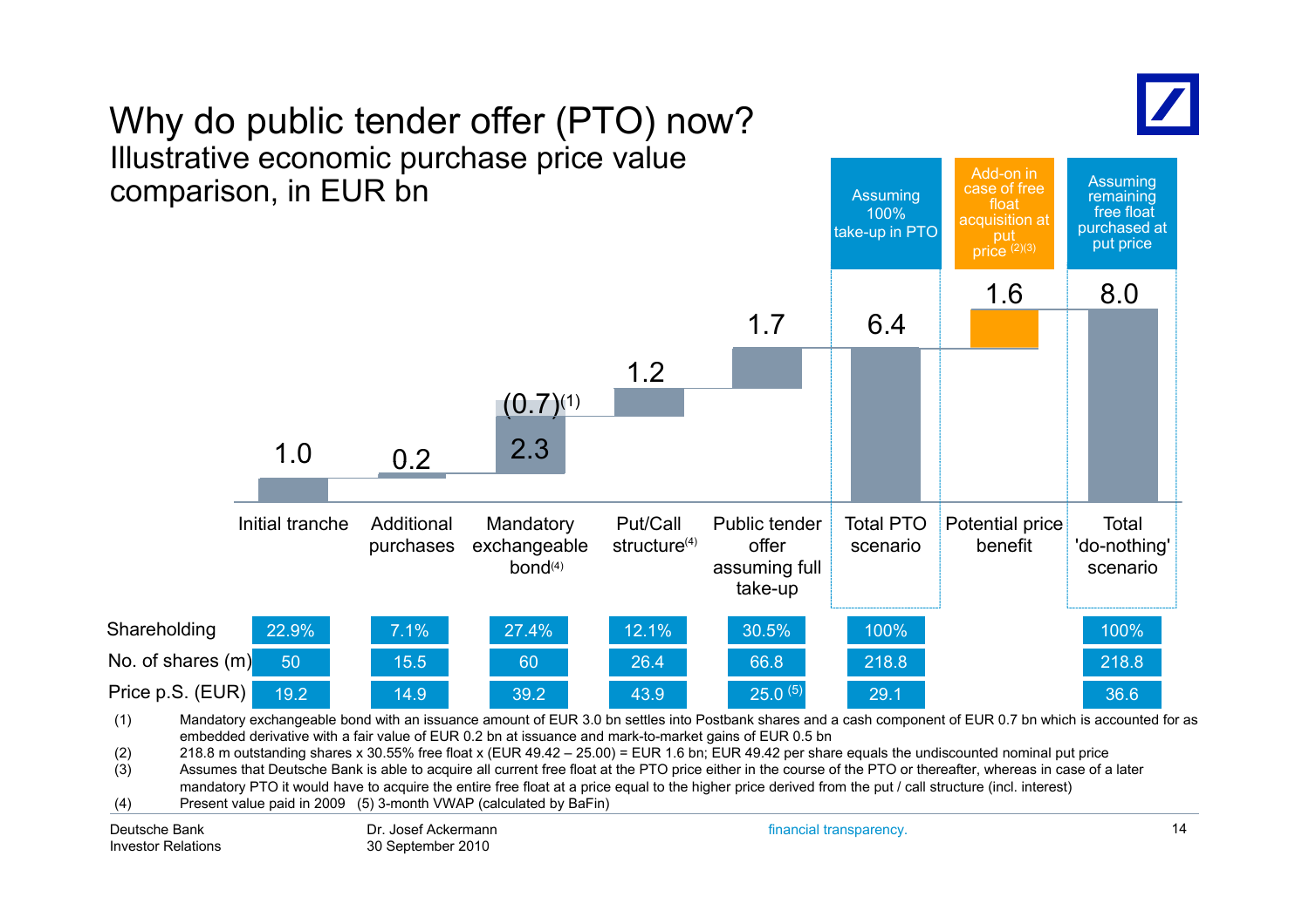# Why do public tender offer (PTO) now?

## Illustrative economic purchase price value comparison, in EUR bn

| | Initial tranche | Additional purchases | Mandatory exchangeable bond(4) | Put/Call structure(4) | Public tender offer assuming full take-up | Total PTO scenario | Potential price benefit | Total 'do-nothing' scenario |
|---|---|---|---|---|---|---|---|---|
| | | | | | | Assuming 100% take-up in PTO | Add-on in case of free float acquisition at put price (2)(3) | Assuming remaining free float purchased at put price |
| Value (EUR bn) | 1.0 | 0.2 | 2.3 / (0.7)(1) | 1.2 | 1.7 | 6.4 | 1.6 | 8.0 |
| Shareholding | 22.9% | 7.1% | 27.4% | 12.1% | 30.5% | 100% | | 100% |
| No. of shares (m) | 50 | 15.5 | 60 | 26.4 | 66.8 | 218.8 | | 218.8 |
| Price p.S. (EUR) | 19.2 | 14.9 | 39.2 | 43.9 | 25.0 (5) | 29.1 | | 36.6 |

(1) Mandatory exchangeable bond with an issuance amount of EUR 3.0 bn settles into Postbank shares and a cash component of EUR 0.7 bn which is accounted for as embedded derivative with a fair value of EUR 0.2 bn at issuance and mark-to-market gains of EUR 0.5 bn

(2) 218.8 m outstanding shares x 30.55% free float x (EUR 49.42 – 25.00) = EUR 1.6 bn; EUR 49.42 per share equals the undiscounted nominal put price

(3) Assumes that Deutsche Bank is able to acquire all current free float at the PTO price either in the course of the PTO or thereafter, whereas in case of a later mandatory PTO it would have to acquire the entire free float at a price equal to the higher price derived from the put / call structure (incl. interest)

(4) Present value paid in 2009 (5) 3-month VWAP (calculated by BaFin)

Deutsche Bank Investor Relations | Dr. Josef Ackermann, 30 September 2010 | financial transparency.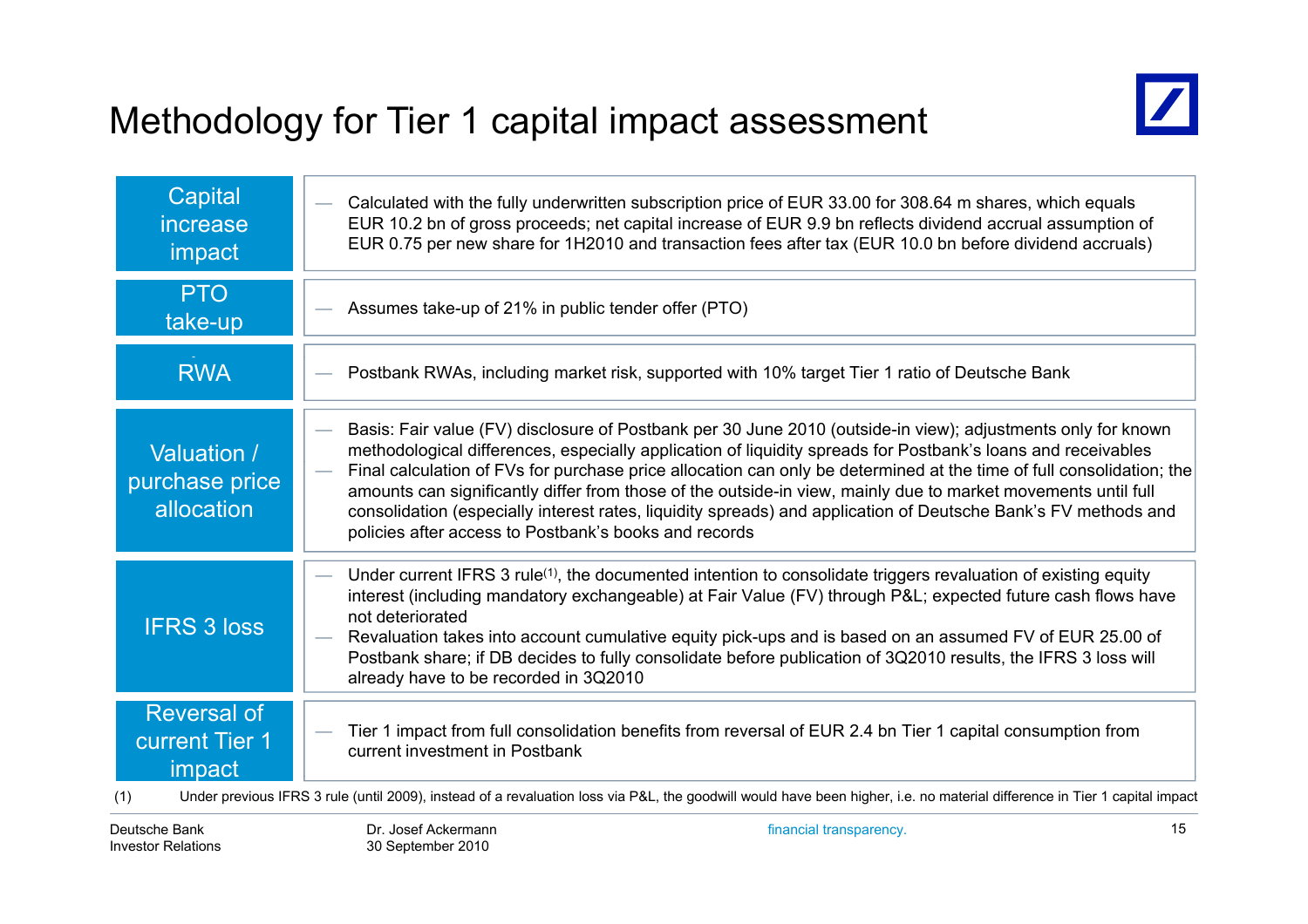# Methodology for Tier 1 capital impact assessment

| | |
|---|---|
| **Capital increase impact** | — Calculated with the fully underwritten subscription price of EUR 33.00 for 308.64 m shares, which equals EUR 10.2 bn of gross proceeds; net capital increase of EUR 9.9 bn reflects dividend accrual assumption of EUR 0.75 per new share for 1H2010 and transaction fees after tax (EUR 10.0 bn before dividend accruals) |
| **PTO take-up** | — Assumes take-up of 21% in public tender offer (PTO) |
| **RWA** | — Postbank RWAs, including market risk, supported with 10% target Tier 1 ratio of Deutsche Bank |
| **Valuation / purchase price allocation** | — Basis: Fair value (FV) disclosure of Postbank per 30 June 2010 (outside-in view); adjustments only for known methodological differences, especially application of liquidity spreads for Postbank's loans and receivables<br>— Final calculation of FVs for purchase price allocation can only be determined at the time of full consolidation; the amounts can significantly differ from those of the outside-in view, mainly due to market movements until full consolidation (especially interest rates, liquidity spreads) and application of Deutsche Bank's FV methods and policies after access to Postbank's books and records |
| **IFRS 3 loss** | — Under current IFRS 3 rule[1], the documented intention to consolidate triggers revaluation of existing equity interest (including mandatory exchangeable) at Fair Value (FV) through P&L; expected future cash flows have not deteriorated<br>— Revaluation takes into account cumulative equity pick-ups and is based on an assumed FV of EUR 25.00 of Postbank share; if DB decides to fully consolidate before publication of 3Q2010 results, the IFRS 3 loss will already have to be recorded in 3Q2010 |
| **Reversal of current Tier 1 impact** | — Tier 1 impact from full consolidation benefits from reversal of EUR 2.4 bn Tier 1 capital consumption from current investment in Postbank |

(1) Under previous IFRS 3 rule (until 2009), instead of a revaluation loss via P&L, the goodwill would have been higher, i.e. no material difference in Tier 1 capital impact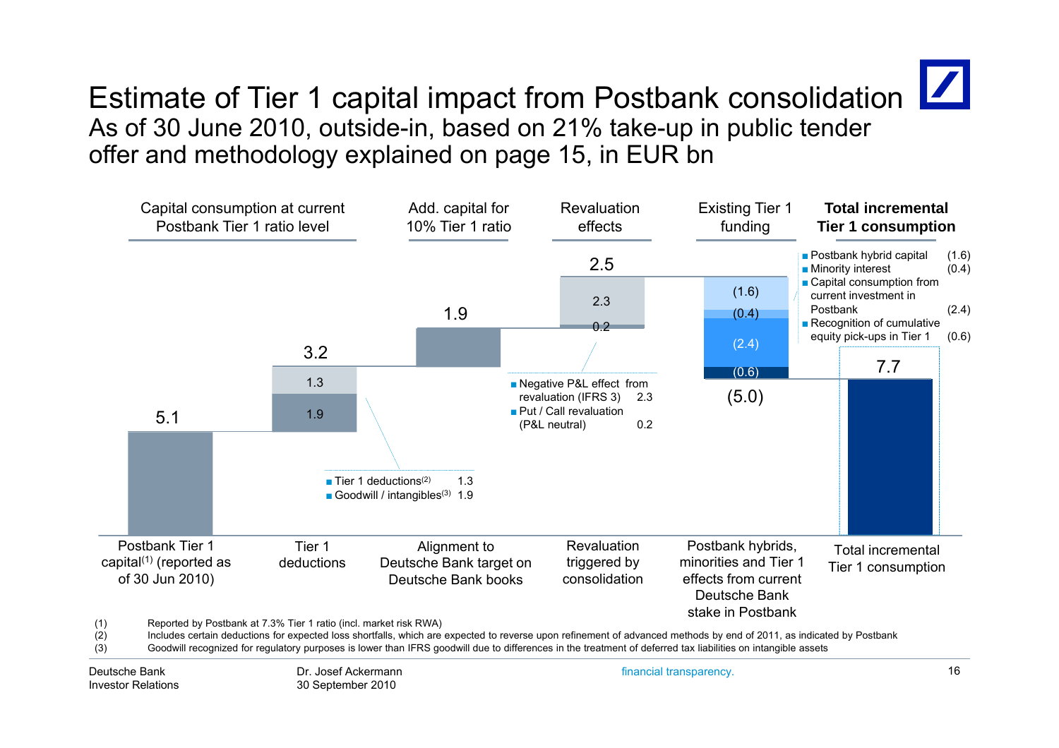# Estimate of Tier 1 capital impact from Postbank consolidation

As of 30 June 2010, outside-in, based on 21% take-up in public tender offer and methodology explained on page 15, in EUR bn

| | Capital consumption at current Postbank Tier 1 ratio level | | Add. capital for 10% Tier 1 ratio | Revaluation effects | Existing Tier 1 funding | **Total incremental Tier 1 consumption** |
|---|---|---|---|---|---|---|
| | Postbank Tier 1 capital[(1)] (reported as of 30 Jun 2010) | Tier 1 deductions | Alignment to Deutsche Bank target on Deutsche Bank books | Revaluation triggered by consolidation | Postbank hybrids, minorities and Tier 1 effects from current Deutsche Bank stake in Postbank | Total incremental Tier 1 consumption |
| Value | 5.1 | 3.2 | 1.9 | 2.5 | (5.0) | 7.7 |

**Tier 1 deductions (3.2):**
- Tier 1 deductions[(2)] 1.3
- Goodwill / intangibles[(3)] 1.9

**Revaluation triggered by consolidation (2.5):**
- Negative P&L effect from revaluation (IFRS 3) 2.3
- Put / Call revaluation (P&L neutral) 0.2

**Postbank hybrids, minorities and Tier 1 effects from current Deutsche Bank stake in Postbank (5.0):**
- Postbank hybrid capital (1.6)
- Minority interest (0.4)
- Capital consumption from current investment in Postbank (2.4)
- Recognition of cumulative equity pick-ups in Tier 1 (0.6)

(1) Reported by Postbank at 7.3% Tier 1 ratio (incl. market risk RWA)
(2) Includes certain deductions for expected loss shortfalls, which are expected to reverse upon refinement of advanced methods by end of 2011, as indicated by Postbank
(3) Goodwill recognized for regulatory purposes is lower than IFRS goodwill due to differences in the treatment of deferred tax liabilities on intangible assets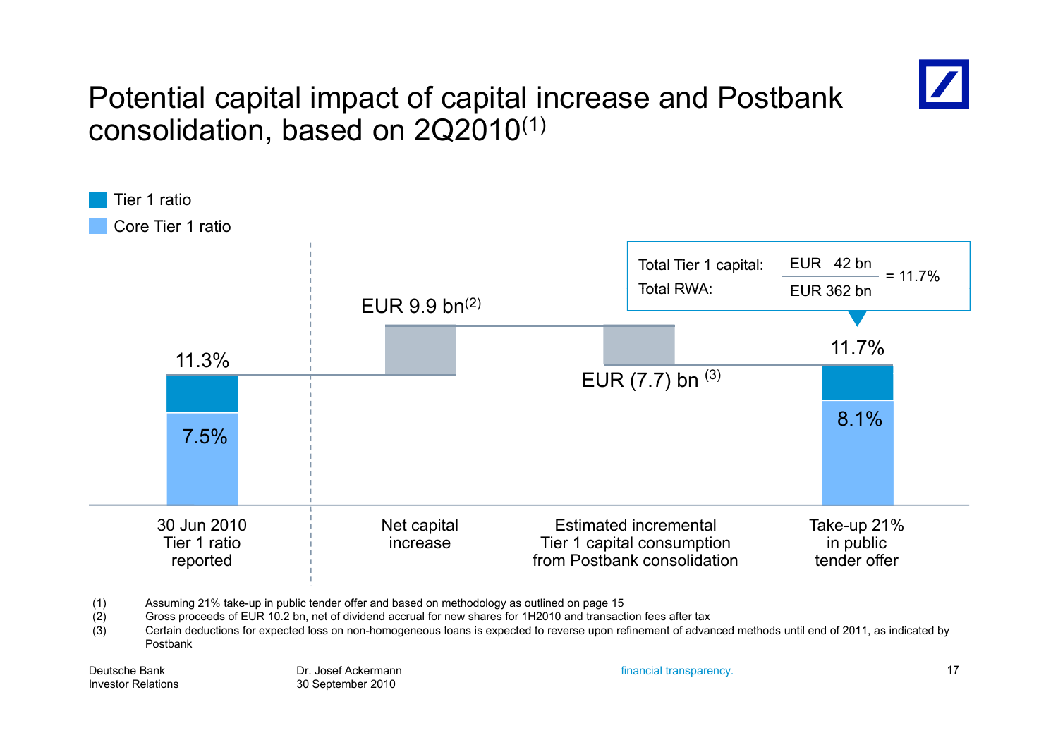# Potential capital impact of capital increase and Postbank consolidation, based on 2Q2010[1]

Legend: Tier 1 ratio; Core Tier 1 ratio

| | 30 Jun 2010 Tier 1 ratio reported | Net capital increase | Estimated incremental Tier 1 capital consumption from Postbank consolidation | Take-up 21% in public tender offer |
|---|---|---|---|---|
| Tier 1 ratio | 11.3% | EUR 9.9 bn[2] | EUR (7.7) bn [3] | 11.7% |
| Core Tier 1 ratio | 7.5% | | | 8.1% |

Total Tier 1 capital: EUR 42 bn / Total RWA: EUR 362 bn = 11.7%

(1) Assuming 21% take-up in public tender offer and based on methodology as outlined on page 15

(2) Gross proceeds of EUR 10.2 bn, net of dividend accrual for new shares for 1H2010 and transaction fees after tax

(3) Certain deductions for expected loss on non-homogeneous loans is expected to reverse upon refinement of advanced methods until end of 2011, as indicated by Postbank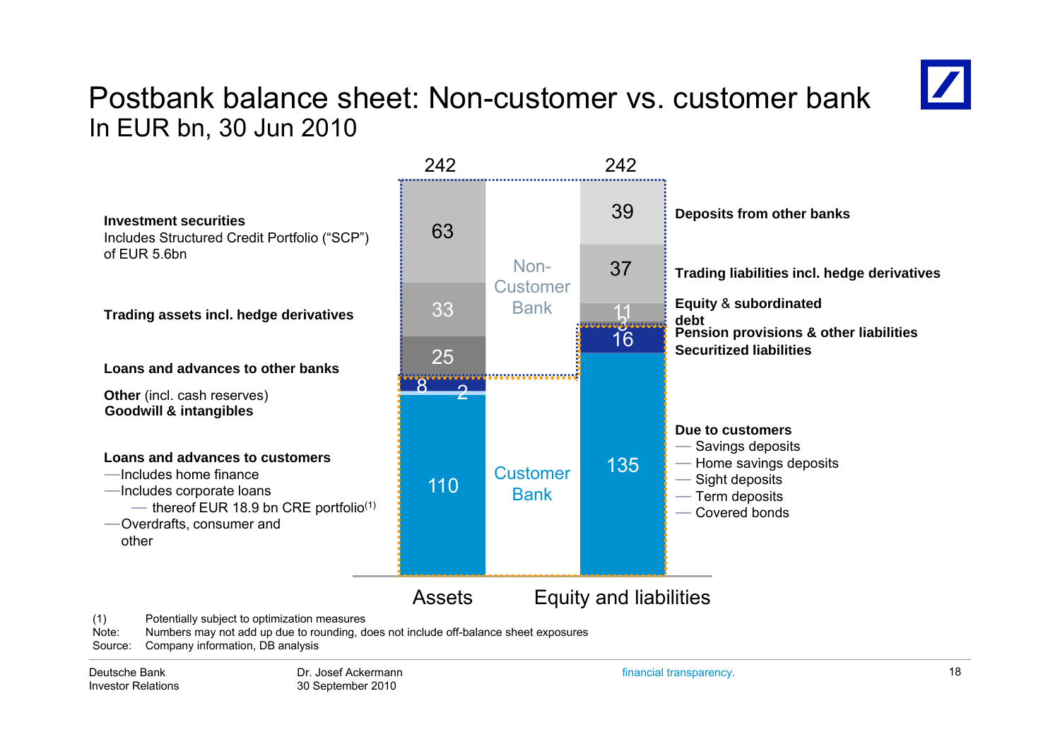# Postbank balance sheet: Non-customer vs. customer bank

## In EUR bn, 30 Jun 2010

| Assets | EUR bn | Equity and liabilities | EUR bn |
|---|---|---|---|
| **Investment securities** Includes Structured Credit Portfolio ("SCP") of EUR 5.6bn | 63 | **Deposits from other banks** | 39 |
| **Trading assets incl. hedge derivatives** | 33 | **Trading liabilities incl. hedge derivatives** | 37 |
| **Loans and advances to other banks** | 25 | **Equity & subordinated debt** | 11 |
| **Other** (incl. cash reserves) | 8 | **Pension provisions & other liabilities** | 3 |
| **Goodwill & intangibles** | 2 | **Securitized liabilities** | 16 |
| **Loans and advances to customers** — Includes home finance — Includes corporate loans — thereof EUR 18.9 bn CRE portfolio[1] — Overdrafts, consumer and other | 110 | **Due to customers** — Savings deposits — Home savings deposits — Sight deposits — Term deposits — Covered bonds | 135 |
| **Total** | 242 | **Total** | 242 |

Non-Customer Bank: Investment securities, trading assets, loans and advances to other banks (assets); deposits from other banks, trading liabilities, equity & subordinated debt (liabilities)

Customer Bank: Other, goodwill & intangibles, loans and advances to customers (assets); pension provisions & other liabilities, securitized liabilities, due to customers (liabilities)

(1) Potentially subject to optimization measures

Note: Numbers may not add up due to rounding, does not include off-balance sheet exposures

Source: Company information, DB analysis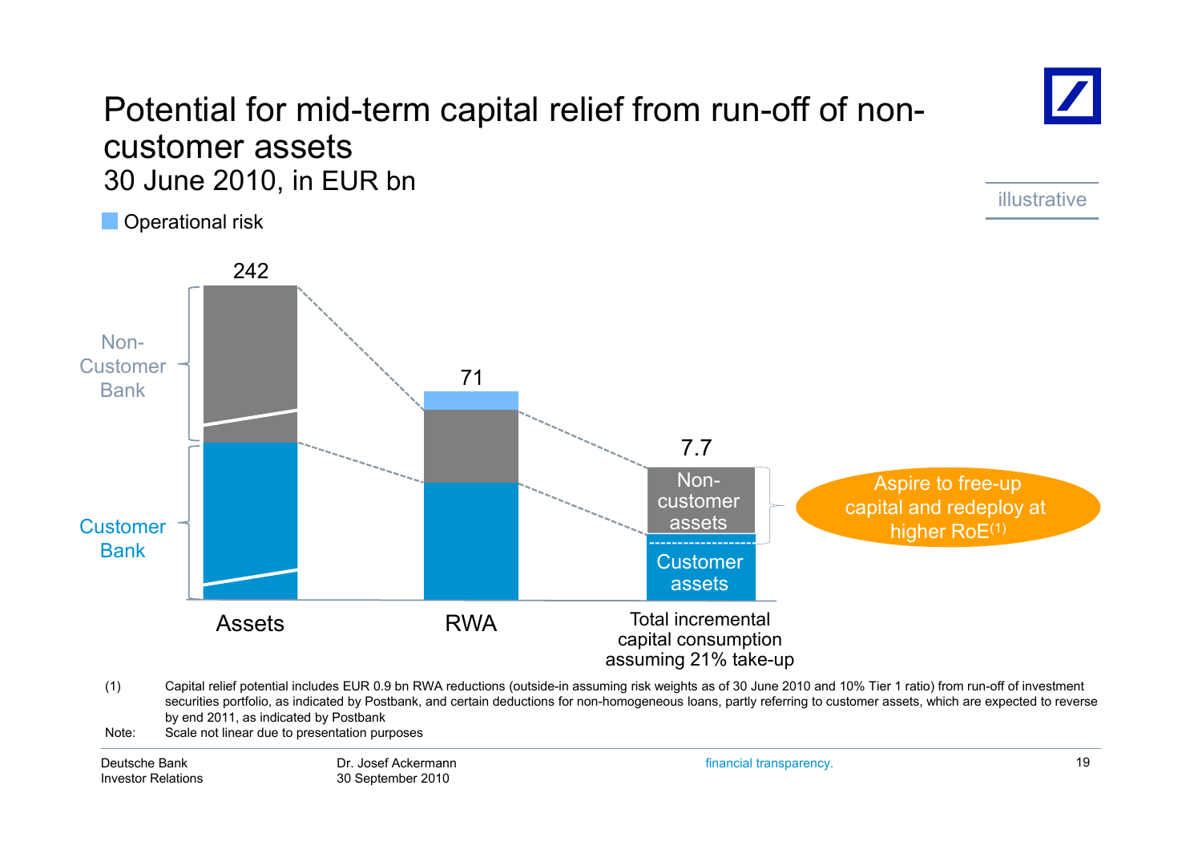# Potential for mid-term capital relief from run-off of non-customer assets

## 30 June 2010, in EUR bn

illustrative

Operational risk

Non-Customer Bank

Customer Bank

242

71

7.7

Non-customer assets

Customer assets

Aspire to free-up capital and redeploy at higher RoE[(1)]

Assets

RWA

Total incremental capital consumption assuming 21% take-up

(1) Capital relief potential includes EUR 0.9 bn RWA reductions (outside-in assuming risk weights as of 30 June 2010 and 10% Tier 1 ratio) from run-off of investment securities portfolio, as indicated by Postbank, and certain deductions for non-homogeneous loans, partly referring to customer assets, which are expected to reverse by end 2011, as indicated by Postbank

Note: Scale not linear due to presentation purposes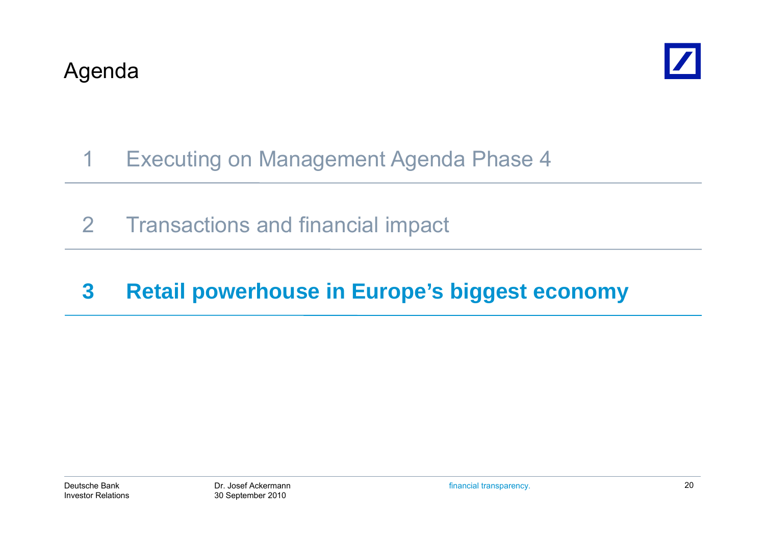# Agenda

1 Executing on Management Agenda Phase 4

2 Transactions and financial impact

**3 Retail powerhouse in Europe's biggest economy**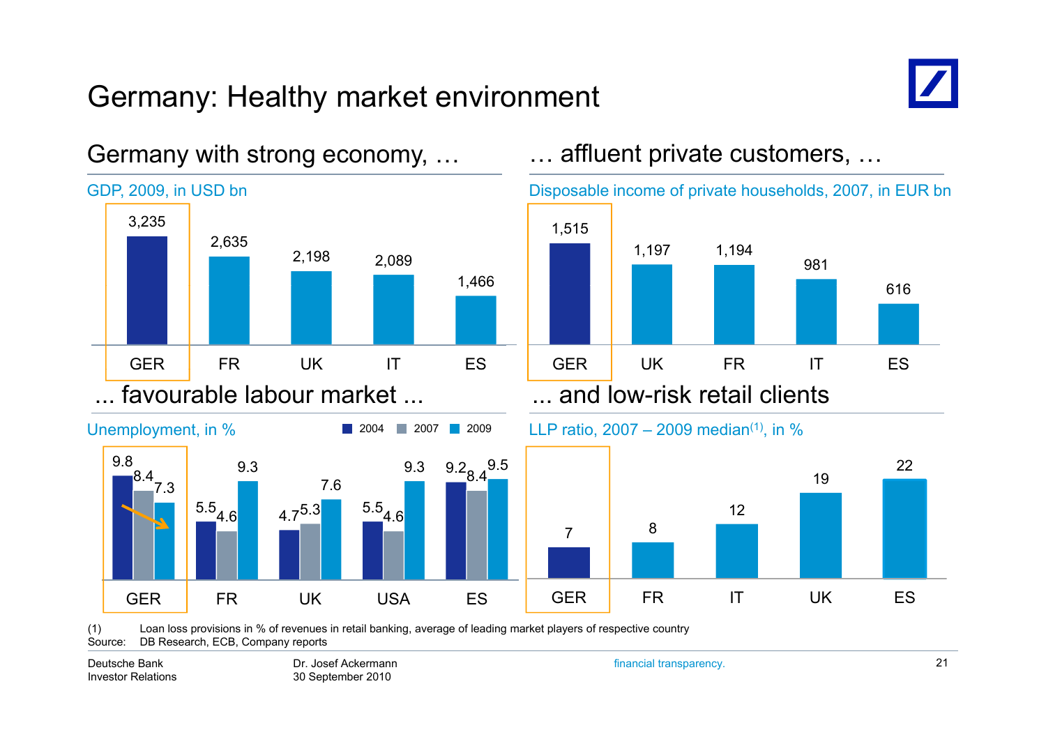# Germany: Healthy market environment

## Germany with strong economy, …

GDP, 2009, in USD bn

| GER | FR | UK | IT | ES |
|---|---|---|---|---|
| 3,235 | 2,635 | 2,198 | 2,089 | 1,466 |

## … affluent private customers, …

Disposable income of private households, 2007, in EUR bn

| GER | UK | FR | IT | ES |
|---|---|---|---|---|
| 1,515 | 1,197 | 1,194 | 981 | 616 |

## ... favourable labour market ...

Unemployment, in %

| | GER | FR | UK | USA | ES |
|---|---|---|---|---|---|
| 2004 | 9.8 | 5.5 | 4.7 | 5.5 | 9.2 |
| 2007 | 8.4 | 4.6 | 5.3 | 4.6 | 8.4 |
| 2009 | 7.3 | 9.3 | 7.6 | 9.3 | 9.5 |

## ... and low-risk retail clients

LLP ratio, 2007 – 2009 median[(1)], in %

| GER | FR | IT | UK | ES |
|---|---|---|---|---|
| 7 | 8 | 12 | 19 | 22 |

(1) Loan loss provisions in % of revenues in retail banking, average of leading market players of respective country

Source: DB Research, ECB, Company reports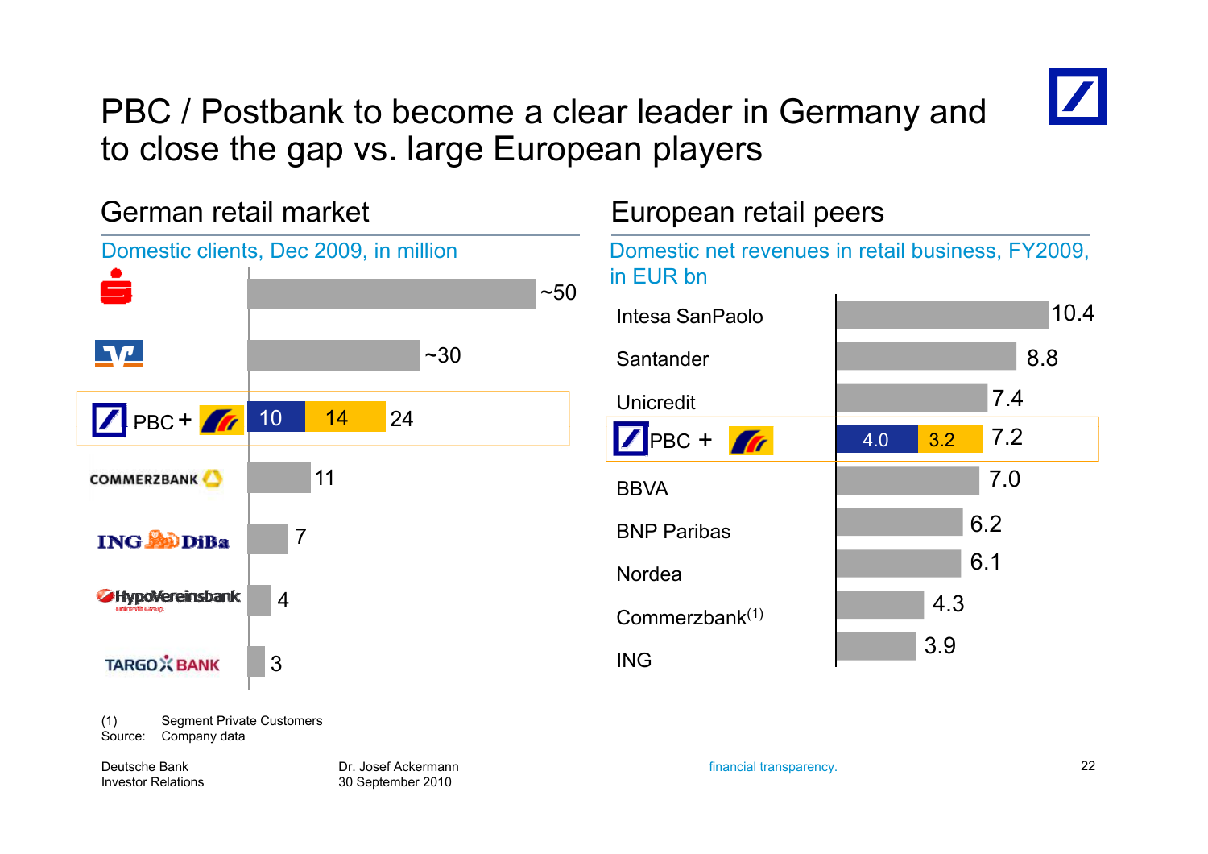# PBC / Postbank to become a clear leader in Germany and to close the gap vs. large European players

## German retail market

Domestic clients, Dec 2009, in million

| Bank | Domestic clients (m) |
|---|---|
| Sparkassen | ~50 |
| Volksbanken | ~30 |
| PBC + Postbank | 10 + 14 = 24 |
| Commerzbank | 11 |
| ING DiBa | 7 |
| HypoVereinsbank | 4 |
| Targobank | 3 |

## European retail peers

Domestic net revenues in retail business, FY2009, in EUR bn

| Bank | Net revenues (EUR bn) |
|---|---|
| Intesa SanPaolo | 10.4 |
| Santander | 8.8 |
| Unicredit | 7.4 |
| PBC + Postbank | 4.0 + 3.2 = 7.2 |
| BBVA | 7.0 |
| BNP Paribas | 6.2 |
| Nordea | 6.1 |
| Commerzbank[1] | 4.3 |
| ING | 3.9 |

(1) Segment Private Customers
Source: Company data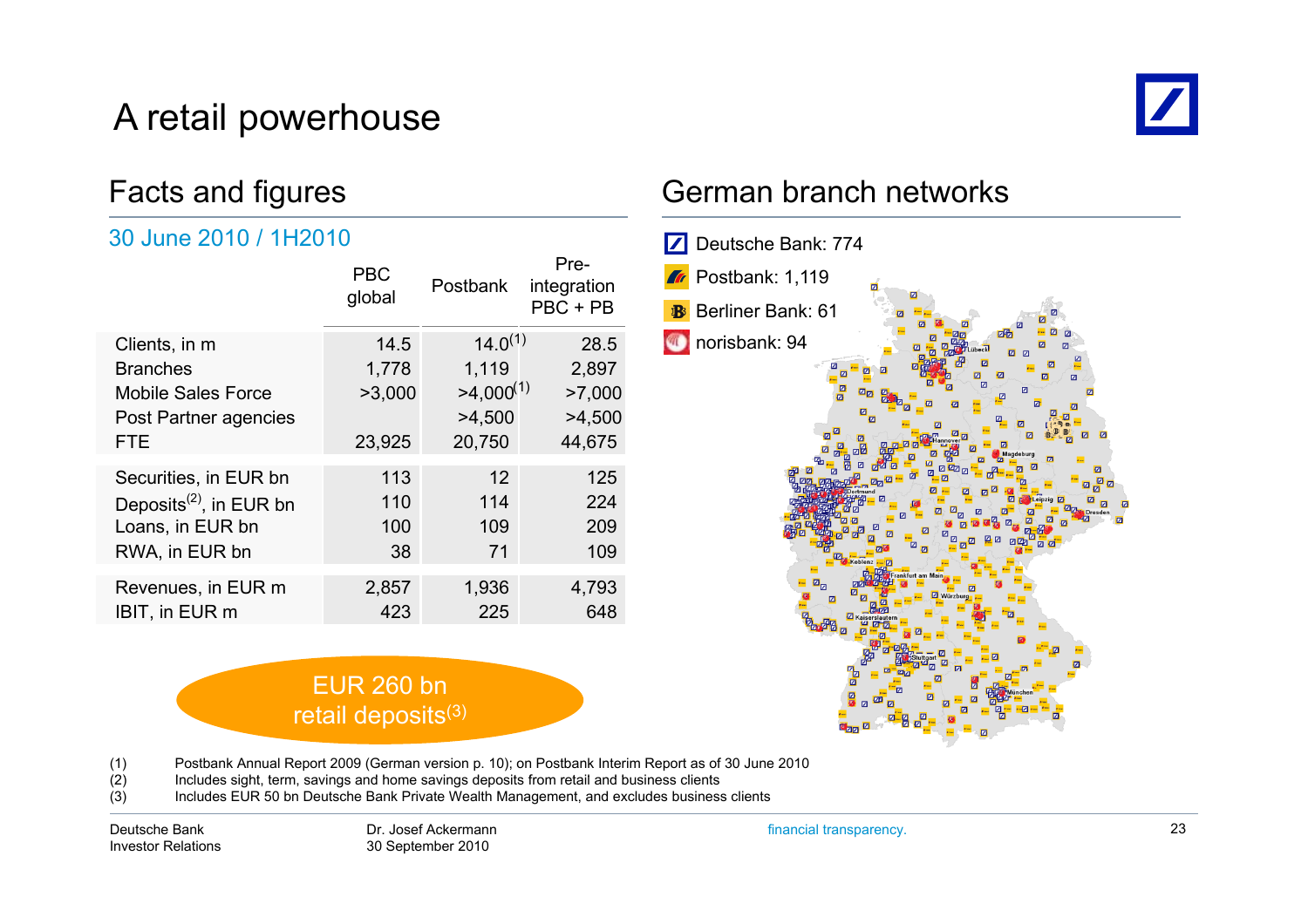# A retail powerhouse

## Facts and figures

### 30 June 2010 / 1H2010

| | PBC global | Postbank | Pre-integration PBC + PB |
|---|---|---|---|
| Clients, in m | 14.5 | 14.0[1] | 28.5 |
| Branches | 1,778 | 1,119 | 2,897 |
| Mobile Sales Force | >3,000 | >4,000[1] | >7,000 |
| Post Partner agencies | | >4,500 | >4,500 |
| FTE | 23,925 | 20,750 | 44,675 |
| Securities, in EUR bn | 113 | 12 | 125 |
| Deposits[2], in EUR bn | 110 | 114 | 224 |
| Loans, in EUR bn | 100 | 109 | 209 |
| RWA, in EUR bn | 38 | 71 | 109 |
| Revenues, in EUR m | 2,857 | 1,936 | 4,793 |
| IBIT, in EUR m | 423 | 225 | 648 |

EUR 260 bn retail deposits[3]

## German branch networks

- Deutsche Bank: 774
- Postbank: 1,119
- Berliner Bank: 61
- norisbank: 94

(1) Postbank Annual Report 2009 (German version p. 10); on Postbank Interim Report as of 30 June 2010
(2) Includes sight, term, savings and home savings deposits from retail and business clients
(3) Includes EUR 50 bn Deutsche Bank Private Wealth Management, and excludes business clients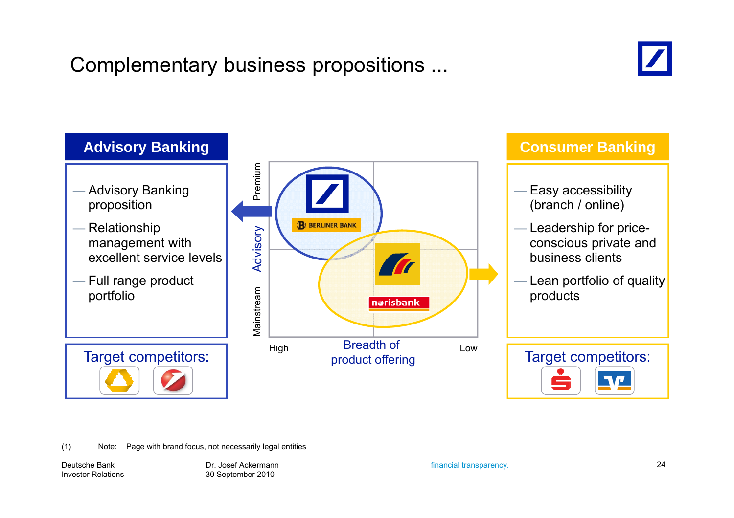# Complementary business propositions ...

## Advisory Banking

- Advisory Banking proposition
- Relationship management with excellent service levels
- Full range product portfolio

Target competitors:

Premium

Advisory

Mainstream

BERLINER BANK

norisbank

High

Breadth of product offering

Low

## Consumer Banking

- Easy accessibility (branch / online)
- Leadership for price-conscious private and business clients
- Lean portfolio of quality products

Target competitors:

(1) Note: Page with brand focus, not necessarily legal entities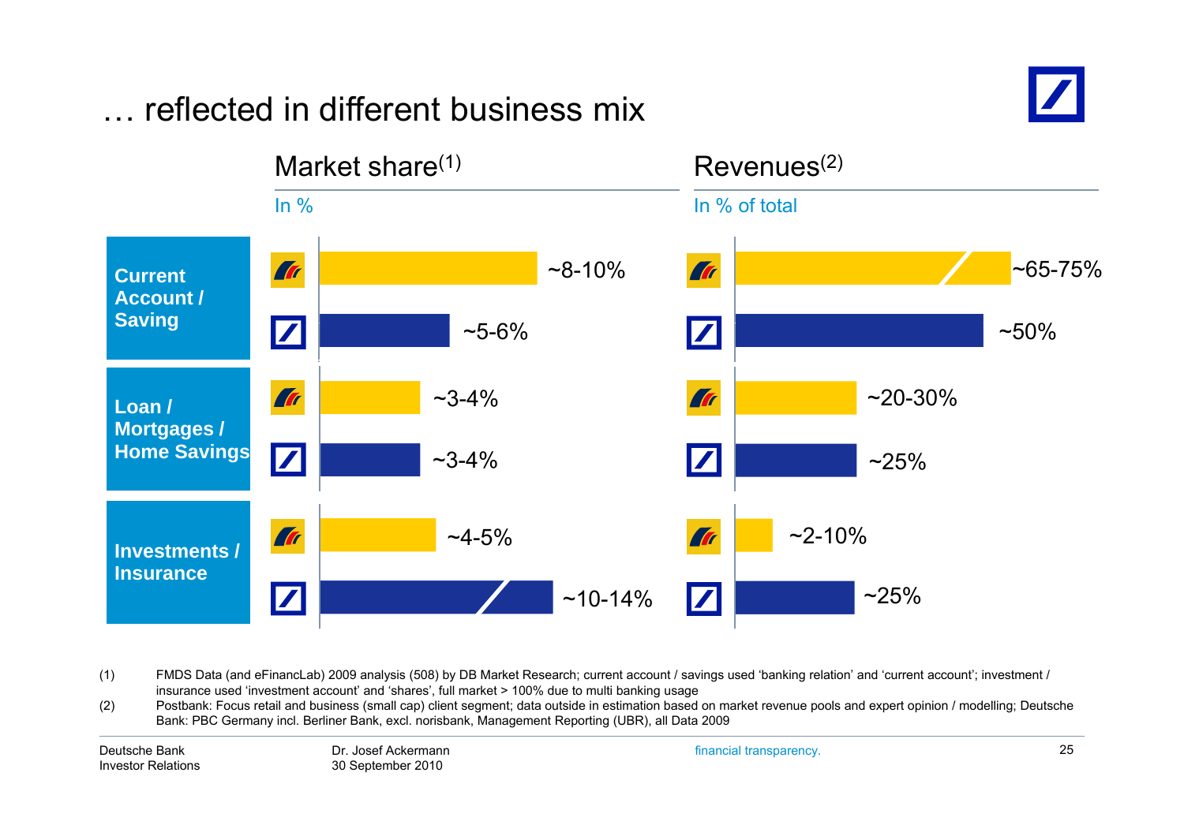# … reflected in different business mix

| | Market share[1] (In %) | | Revenues[2] (In % of total) | |
|---|---|---|---|---|
| | Postbank | Deutsche Bank | Postbank | Deutsche Bank |
| **Current Account / Saving** | ~8-10% | ~5-6% | ~65-75% | ~50% |
| **Loan / Mortgages / Home Savings** | ~3-4% | ~3-4% | ~20-30% | ~25% |
| **Investments / Insurance** | ~4-5% | ~10-14% | ~2-10% | ~25% |

(1) FMDS Data (and eFinancLab) 2009 analysis (508) by DB Market Research; current account / savings used 'banking relation' and 'current account'; investment / insurance used 'investment account' and 'shares', full market > 100% due to multi banking usage

(2) Postbank: Focus retail and business (small cap) client segment; data outside in estimation based on market revenue pools and expert opinion / modelling; Deutsche Bank: PBC Germany incl. Berliner Bank, excl. norisbank, Management Reporting (UBR), all Data 2009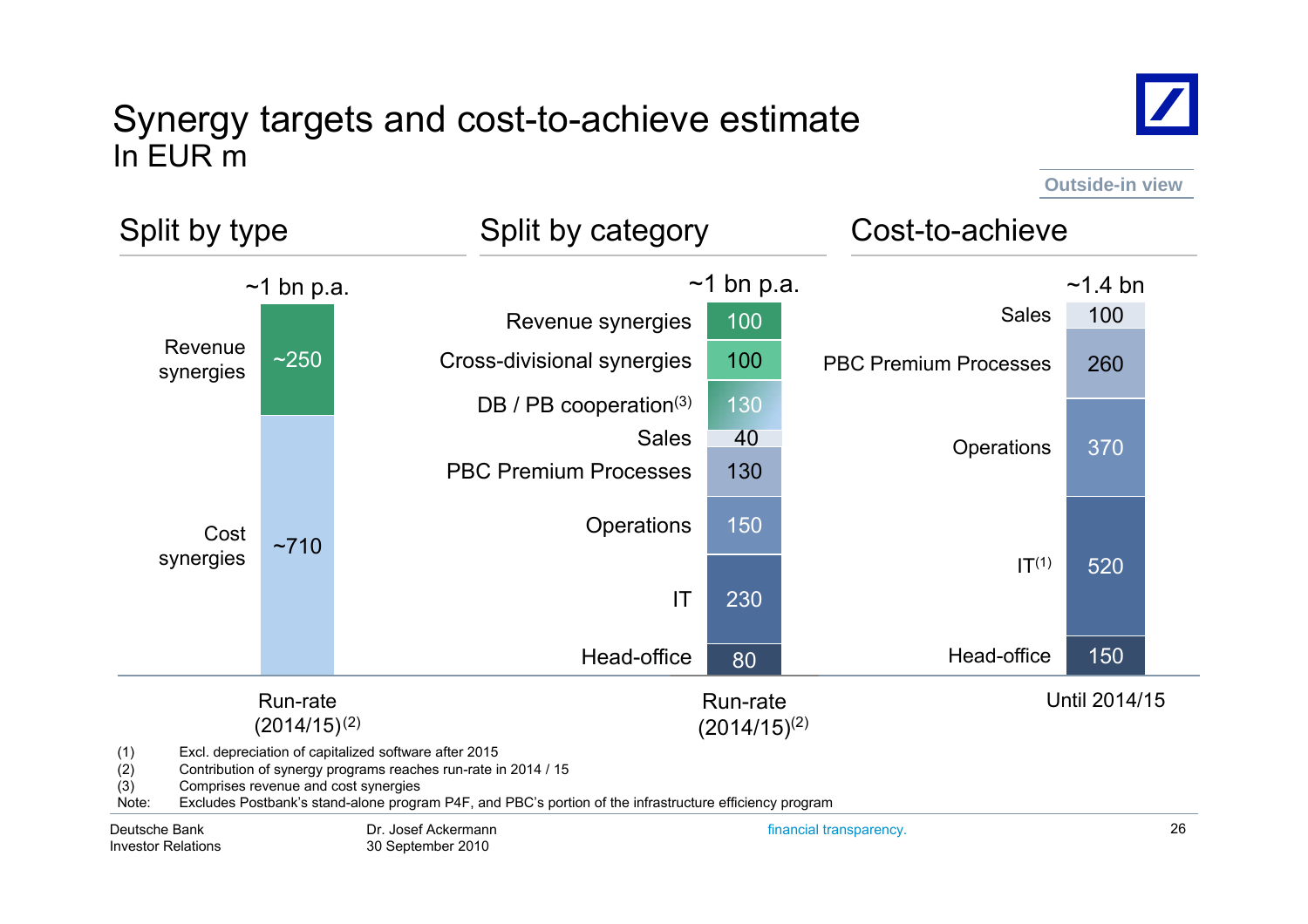# Synergy targets and cost-to-achieve estimate

In EUR m

Outside-in view

## Split by type

| Run-rate (2014/15)[2] | ~1 bn p.a. |
|---|---|
| Revenue synergies | ~250 |
| Cost synergies | ~710 |

## Split by category

| Run-rate (2014/15)[2] | ~1 bn p.a. |
|---|---|
| Revenue synergies | 100 |
| Cross-divisional synergies | 100 |
| DB / PB cooperation[3] | 130 |
| Sales | 40 |
| PBC Premium Processes | 130 |
| Operations | 150 |
| IT | 230 |
| Head-office | 80 |

## Cost-to-achieve

| Until 2014/15 | ~1.4 bn |
|---|---|
| Sales | 100 |
| PBC Premium Processes | 260 |
| Operations | 370 |
| IT[1] | 520 |
| Head-office | 150 |

(1) Excl. depreciation of capitalized software after 2015
(2) Contribution of synergy programs reaches run-rate in 2014 / 15
(3) Comprises revenue and cost synergies
Note: Excludes Postbank's stand-alone program P4F, and PBC's portion of the infrastructure efficiency program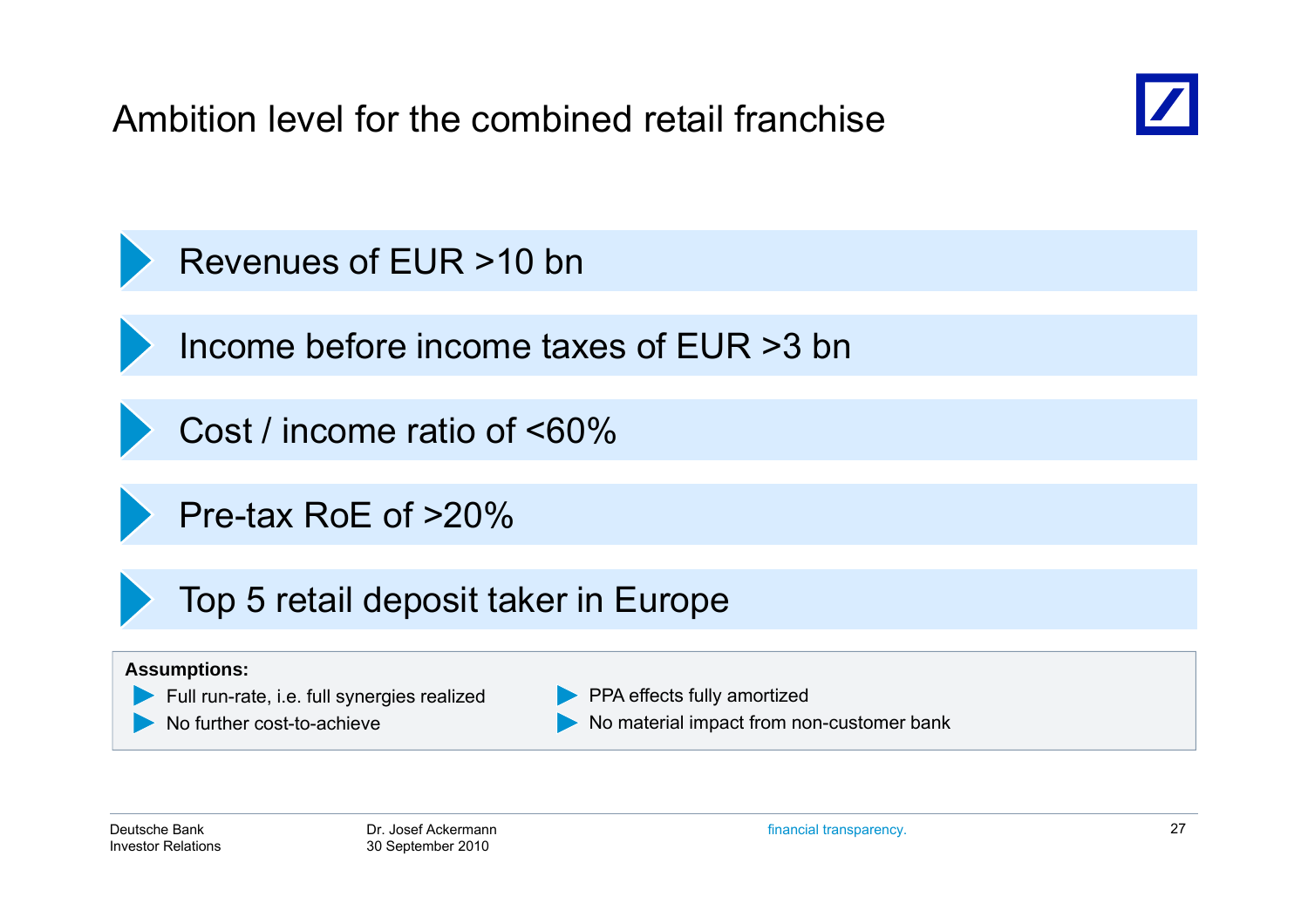# Ambition level for the combined retail franchise

- Revenues of EUR >10 bn
- Income before income taxes of EUR >3 bn
- Cost / income ratio of <60%
- Pre-tax RoE of >20%
- Top 5 retail deposit taker in Europe

**Assumptions:**

- Full run-rate, i.e. full synergies realized
- No further cost-to-achieve
- PPA effects fully amortized
- No material impact from non-customer bank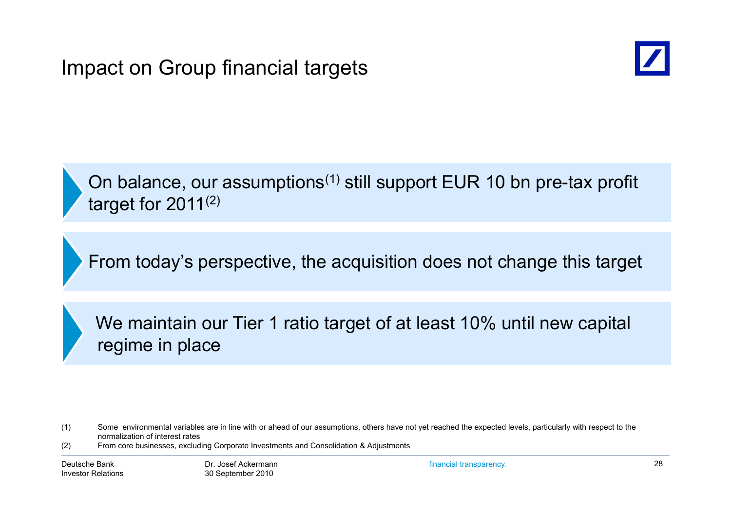# Impact on Group financial targets

- On balance, our assumptions[1] still support EUR 10 bn pre-tax profit target for 2011[2]

- From today's perspective, the acquisition does not change this target

- We maintain our Tier 1 ratio target of at least 10% until new capital regime in place

(1) Some environmental variables are in line with or ahead of our assumptions, others have not yet reached the expected levels, particularly with respect to the normalization of interest rates

(2) From core businesses, excluding Corporate Investments and Consolidation & Adjustments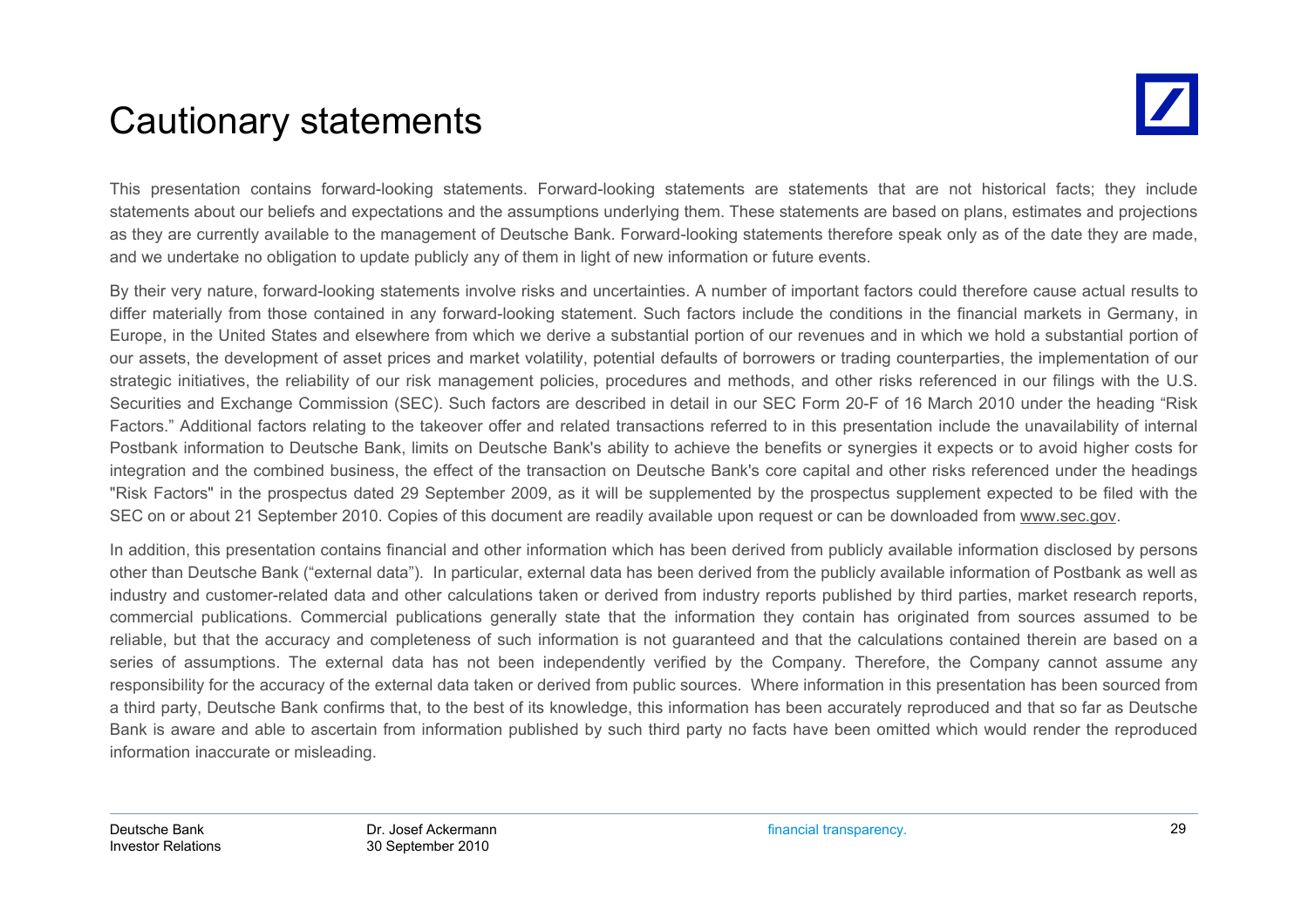# Cautionary statements

This presentation contains forward-looking statements. Forward-looking statements are statements that are not historical facts; they include statements about our beliefs and expectations and the assumptions underlying them. These statements are based on plans, estimates and projections as they are currently available to the management of Deutsche Bank. Forward-looking statements therefore speak only as of the date they are made, and we undertake no obligation to update publicly any of them in light of new information or future events.

By their very nature, forward-looking statements involve risks and uncertainties. A number of important factors could therefore cause actual results to differ materially from those contained in any forward-looking statement. Such factors include the conditions in the financial markets in Germany, in Europe, in the United States and elsewhere from which we derive a substantial portion of our revenues and in which we hold a substantial portion of our assets, the development of asset prices and market volatility, potential defaults of borrowers or trading counterparties, the implementation of our strategic initiatives, the reliability of our risk management policies, procedures and methods, and other risks referenced in our filings with the U.S. Securities and Exchange Commission (SEC). Such factors are described in detail in our SEC Form 20-F of 16 March 2010 under the heading "Risk Factors." Additional factors relating to the takeover offer and related transactions referred to in this presentation include the unavailability of internal Postbank information to Deutsche Bank, limits on Deutsche Bank's ability to achieve the benefits or synergies it expects or to avoid higher costs for integration and the combined business, the effect of the transaction on Deutsche Bank's core capital and other risks referenced under the headings "Risk Factors" in the prospectus dated 29 September 2009, as it will be supplemented by the prospectus supplement expected to be filed with the SEC on or about 21 September 2010. Copies of this document are readily available upon request or can be downloaded from www.sec.gov.

In addition, this presentation contains financial and other information which has been derived from publicly available information disclosed by persons other than Deutsche Bank ("external data"). In particular, external data has been derived from the publicly available information of Postbank as well as industry and customer-related data and other calculations taken or derived from industry reports published by third parties, market research reports, commercial publications. Commercial publications generally state that the information they contain has originated from sources assumed to be reliable, but that the accuracy and completeness of such information is not guaranteed and that the calculations contained therein are based on a series of assumptions. The external data has not been independently verified by the Company. Therefore, the Company cannot assume any responsibility for the accuracy of the external data taken or derived from public sources. Where information in this presentation has been sourced from a third party, Deutsche Bank confirms that, to the best of its knowledge, this information has been accurately reproduced and that so far as Deutsche Bank is aware and able to ascertain from information published by such third party no facts have been omitted which would render the reproduced information inaccurate or misleading.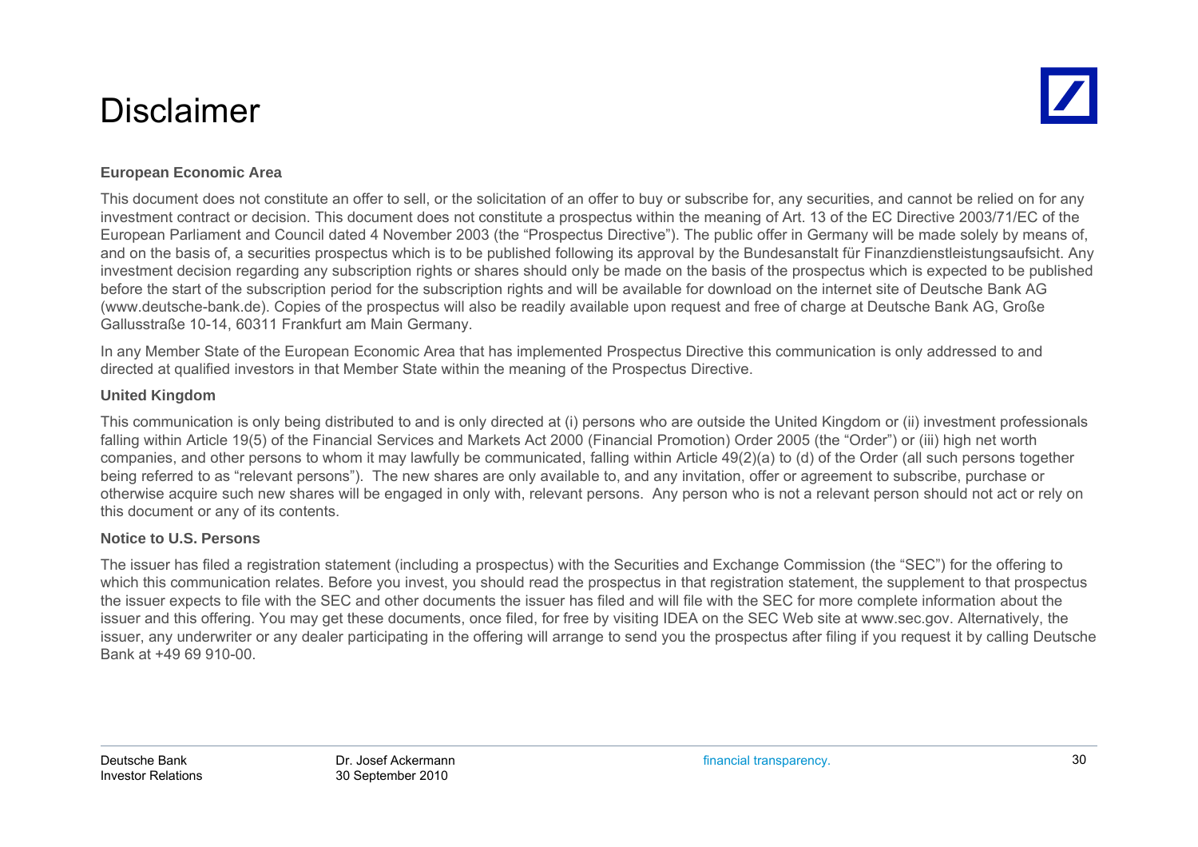# Disclaimer

**European Economic Area**

This document does not constitute an offer to sell, or the solicitation of an offer to buy or subscribe for, any securities, and cannot be relied on for any investment contract or decision. This document does not constitute a prospectus within the meaning of Art. 13 of the EC Directive 2003/71/EC of the European Parliament and Council dated 4 November 2003 (the "Prospectus Directive"). The public offer in Germany will be made solely by means of, and on the basis of, a securities prospectus which is to be published following its approval by the Bundesanstalt für Finanzdienstleistungsaufsicht. Any investment decision regarding any subscription rights or shares should only be made on the basis of the prospectus which is expected to be published before the start of the subscription period for the subscription rights and will be available for download on the internet site of Deutsche Bank AG (www.deutsche-bank.de). Copies of the prospectus will also be readily available upon request and free of charge at Deutsche Bank AG, Große Gallusstraße 10-14, 60311 Frankfurt am Main Germany.

In any Member State of the European Economic Area that has implemented Prospectus Directive this communication is only addressed to and directed at qualified investors in that Member State within the meaning of the Prospectus Directive.

**United Kingdom**

This communication is only being distributed to and is only directed at (i) persons who are outside the United Kingdom or (ii) investment professionals falling within Article 19(5) of the Financial Services and Markets Act 2000 (Financial Promotion) Order 2005 (the "Order") or (iii) high net worth companies, and other persons to whom it may lawfully be communicated, falling within Article 49(2)(a) to (d) of the Order (all such persons together being referred to as "relevant persons"). The new shares are only available to, and any invitation, offer or agreement to subscribe, purchase or otherwise acquire such new shares will be engaged in only with, relevant persons. Any person who is not a relevant person should not act or rely on this document or any of its contents.

**Notice to U.S. Persons**

The issuer has filed a registration statement (including a prospectus) with the Securities and Exchange Commission (the "SEC") for the offering to which this communication relates. Before you invest, you should read the prospectus in that registration statement, the supplement to that prospectus the issuer expects to file with the SEC and other documents the issuer has filed and will file with the SEC for more complete information about the issuer and this offering. You may get these documents, once filed, for free by visiting IDEA on the SEC Web site at www.sec.gov. Alternatively, the issuer, any underwriter or any dealer participating in the offering will arrange to send you the prospectus after filing if you request it by calling Deutsche Bank at +49 69 910-00.